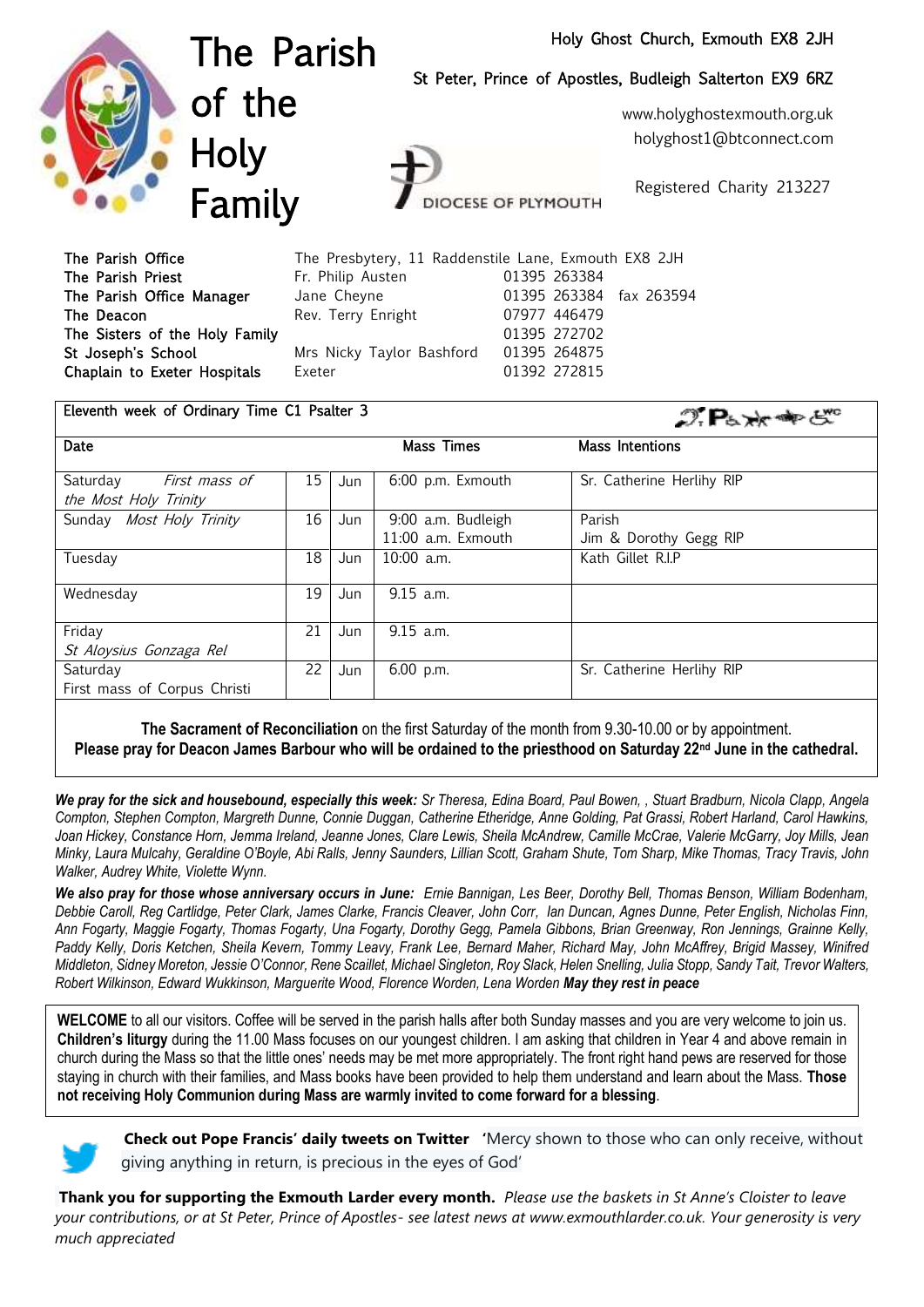# The Parish of the Holy Family

Holy Ghost Church, Exmouth EX8 2JH

St Peter, Prince of Apostles, Budleigh Salterton EX9 6RZ

www.holyghostexmouth.org.uk
holyghost1@btconnect.com

DIOCESE OF PLYMOUTH

Registered Charity 213227

| | | |
|---|---|---|
| The Parish Office | The Presbytery, 11 Raddenstile Lane, Exmouth EX8 2JH | |
| The Parish Priest | Fr. Philip Austen | 01395 263384 |
| The Parish Office Manager | Jane Cheyne | 01395 263384 fax 263594 |
| The Deacon | Rev. Terry Enright | 07977 446479 |
| The Sisters of the Holy Family | | 01395 272702 |
| St Joseph's School | Mrs Nicky Taylor Bashford | 01395 264875 |
| Chaplain to Exeter Hospitals | Exeter | 01392 272815 |

Eleventh week of Ordinary Time C1 Psalter 3

| Date | | | Mass Times | Mass Intentions |
|---|---|---|---|---|
| Saturday *First mass of the Most Holy Trinity* | 15 | Jun | 6:00 p.m. Exmouth | Sr. Catherine Herlihy RIP |
| Sunday *Most Holy Trinity* | 16 | Jun | 9:00 a.m. Budleigh<br>11:00 a.m. Exmouth | Parish<br>Jim & Dorothy Gegg RIP |
| Tuesday | 18 | Jun | 10:00 a.m. | Kath Gillet R.I.P |
| Wednesday | 19 | Jun | 9.15 a.m. | |
| Friday<br>*St Aloysius Gonzaga Rel* | 21 | Jun | 9.15 a.m. | |
| Saturday<br>First mass of Corpus Christi | 22 | Jun | 6.00 p.m. | Sr. Catherine Herlihy RIP |

**The Sacrament of Reconciliation** on the first Saturday of the month from 9.30-10.00 or by appointment.
**Please pray for Deacon James Barbour who will be ordained to the priesthood on Saturday 22nd June in the cathedral.**

***We pray for the sick and housebound, especially this week:*** *Sr Theresa, Edina Board, Paul Bowen, , Stuart Bradburn, Nicola Clapp, Angela Compton, Stephen Compton, Margreth Dunne, Connie Duggan, Catherine Etheridge, Anne Golding, Pat Grassi, Robert Harland, Carol Hawkins, Joan Hickey, Constance Horn, Jemma Ireland, Jeanne Jones, Clare Lewis, Sheila McAndrew, Camille McCrae, Valerie McGarry, Joy Mills, Jean Minky, Laura Mulcahy, Geraldine O'Boyle, Abi Ralls, Jenny Saunders, Lillian Scott, Graham Shute, Tom Sharp, Mike Thomas, Tracy Travis, John Walker, Audrey White, Violette Wynn.*

***We also pray for those whose anniversary occurs in June:*** *Ernie Bannigan, Les Beer, Dorothy Bell, Thomas Benson, William Bodenham, Debbie Caroll, Reg Cartlidge, Peter Clark, James Clarke, Francis Cleaver, John Corr, Ian Duncan, Agnes Dunne, Peter English, Nicholas Finn, Ann Fogarty, Maggie Fogarty, Thomas Fogarty, Una Fogarty, Dorothy Gegg, Pamela Gibbons, Brian Greenway, Ron Jennings, Grainne Kelly, Paddy Kelly, Doris Ketchen, Sheila Kevern, Tommy Leavy, Frank Lee, Bernard Maher, Richard May, John McAffrey, Brigid Massey, Winifred Middleton, Sidney Moreton, Jessie O'Connor, Rene Scaillet, Michael Singleton, Roy Slack, Helen Snelling, Julia Stopp, Sandy Tait, Trevor Walters, Robert Wilkinson, Edward Wukkinson, Marguerite Wood, Florence Worden, Lena Worden* ***May they rest in peace***

**WELCOME** to all our visitors. Coffee will be served in the parish halls after both Sunday masses and you are very welcome to join us. **Children's liturgy** during the 11.00 Mass focuses on our youngest children. I am asking that children in Year 4 and above remain in church during the Mass so that the little ones' needs may be met more appropriately. The front right hand pews are reserved for those staying in church with their families, and Mass books have been provided to help them understand and learn about the Mass. **Those not receiving Holy Communion during Mass are warmly invited to come forward for a blessing**.

**Check out Pope Francis' daily tweets on Twitter** 'Mercy shown to those who can only receive, without giving anything in return, is precious in the eyes of God'

**Thank you for supporting the Exmouth Larder every month.** *Please use the baskets in St Anne's Cloister to leave your contributions, or at St Peter, Prince of Apostles- see latest news at www.exmouthlarder.co.uk. Your generosity is very much appreciated*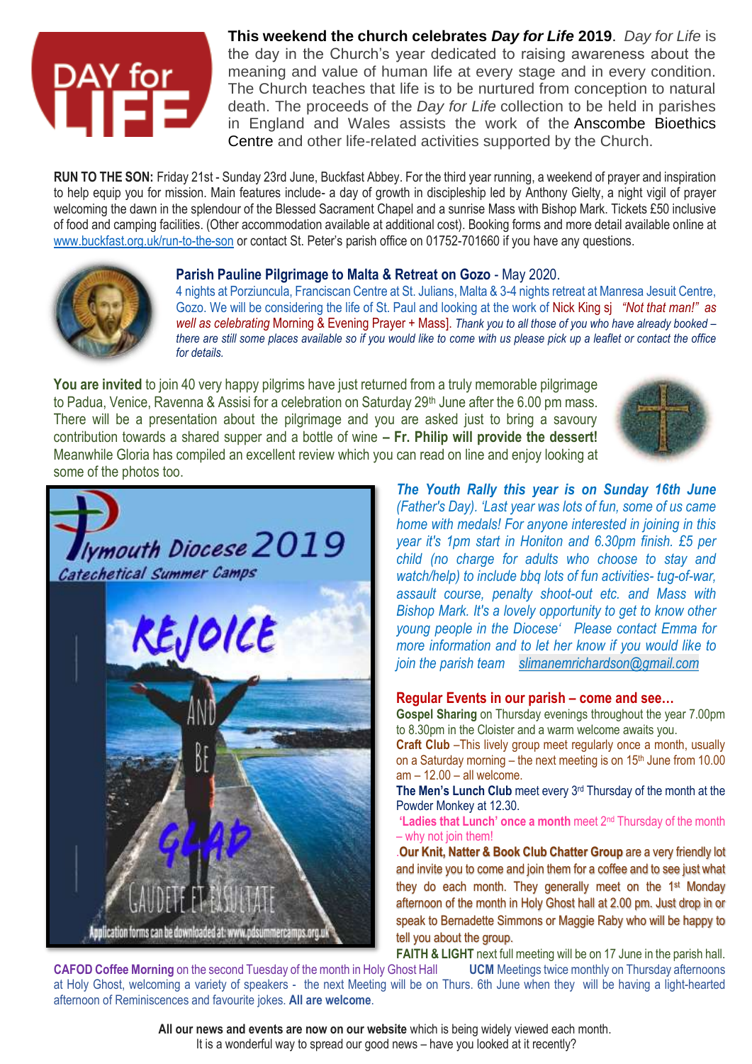**This weekend the church celebrates *Day for Life* 2019**. *Day for Life* is the day in the Church's year dedicated to raising awareness about the meaning and value of human life at every stage and in every condition. The Church teaches that life is to be nurtured from conception to natural death. The proceeds of the *Day for Life* collection to be held in parishes in England and Wales assists the work of the Anscombe Bioethics Centre and other life-related activities supported by the Church.

**RUN TO THE SON:** Friday 21st - Sunday 23rd June, Buckfast Abbey. For the third year running, a weekend of prayer and inspiration to help equip you for mission. Main features include- a day of growth in discipleship led by Anthony Gielty, a night vigil of prayer welcoming the dawn in the splendour of the Blessed Sacrament Chapel and a sunrise Mass with Bishop Mark. Tickets £50 inclusive of food and camping facilities. (Other accommodation available at additional cost). Booking forms and more detail available online at www.buckfast.org.uk/run-to-the-son or contact St. Peter's parish office on 01752-701660 if you have any questions.

**Parish Pauline Pilgrimage to Malta & Retreat on Gozo** - May 2020.
4 nights at Porziuncula, Franciscan Centre at St. Julians, Malta & 3-4 nights retreat at Manresa Jesuit Centre, Gozo. We will be considering the life of St. Paul and looking at the work of Nick King sj *"Not that man!" as well as celebrating* Morning & Evening Prayer + Mass]. *Thank you to all those of you who have already booked – there are still some places available so if you would like to come with us please pick up a leaflet or contact the office for details.*

**You are invited** to join 40 very happy pilgrims have just returned from a truly memorable pilgrimage to Padua, Venice, Ravenna & Assisi for a celebration on Saturday 29th June after the 6.00 pm mass. There will be a presentation about the pilgrimage and you are asked just to bring a savoury contribution towards a shared supper and a bottle of wine **– Fr. Philip will provide the dessert!** Meanwhile Gloria has compiled an excellent review which you can read on line and enjoy looking at some of the photos too.

Plymouth Diocese 2019
Catechetical Summer Camps
REJOICE AND BE GLAD
GAUDETE ET EXSULTATE
Application forms can be downloaded at: www.pdsummercamps.org.uk

***The Youth Rally this year is on Sunday 16th June*** *(Father's Day). 'Last year was lots of fun, some of us came home with medals! For anyone interested in joining in this year it's 1pm start in Honiton and 6.30pm finish. £5 per child (no charge for adults who choose to stay and watch/help) to include bbq lots of fun activities- tug-of-war, assault course, penalty shoot-out etc. and Mass with Bishop Mark. It's a lovely opportunity to get to know other young people in the Diocese' Please contact Emma for more information and to let her know if you would like to join the parish team* slimanemrichardson@gmail.com

## Regular Events in our parish – come and see…

**Gospel Sharing** on Thursday evenings throughout the year 7.00pm to 8.30pm in the Cloister and a warm welcome awaits you.

**Craft Club** –This lively group meet regularly once a month, usually on a Saturday morning – the next meeting is on 15th June from 10.00 am – 12.00 – all welcome.

**The Men's Lunch Club** meet every 3rd Thursday of the month at the Powder Monkey at 12.30.

**'Ladies that Lunch' once a month** meet 2nd Thursday of the month – why not join them!

**Our Knit, Natter & Book Club Chatter Group** are a very friendly lot and invite you to come and join them for a coffee and to see just what they do each month. They generally meet on the 1st Monday afternoon of the month in Holy Ghost hall at 2.00 pm. Just drop in or speak to Bernadette Simmons or Maggie Raby who will be happy to tell you about the group.

**FAITH & LIGHT** next full meeting will be on 17 June in the parish hall.

**CAFOD Coffee Morning** on the second Tuesday of the month in Holy Ghost Hall **UCM** Meetings twice monthly on Thursday afternoons at Holy Ghost, welcoming a variety of speakers - the next Meeting will be on Thurs. 6th June when they will be having a light-hearted afternoon of Reminiscences and favourite jokes. **All are welcome**.

**All our news and events are now on our website** which is being widely viewed each month.
It is a wonderful way to spread our good news – have you looked at it recently?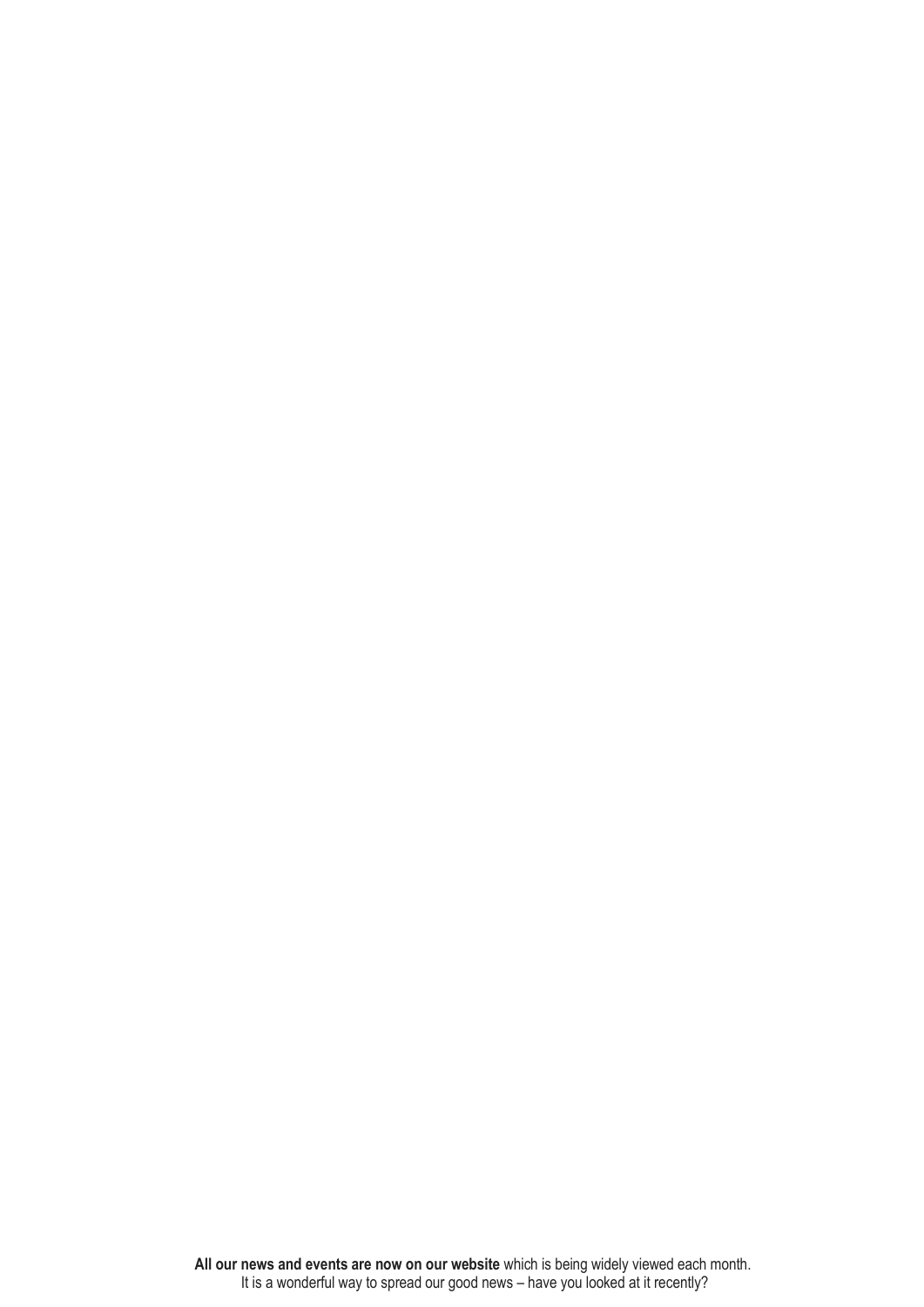**All our news and events are now on our website** which is being widely viewed each month.
It is a wonderful way to spread our good news – have you looked at it recently?